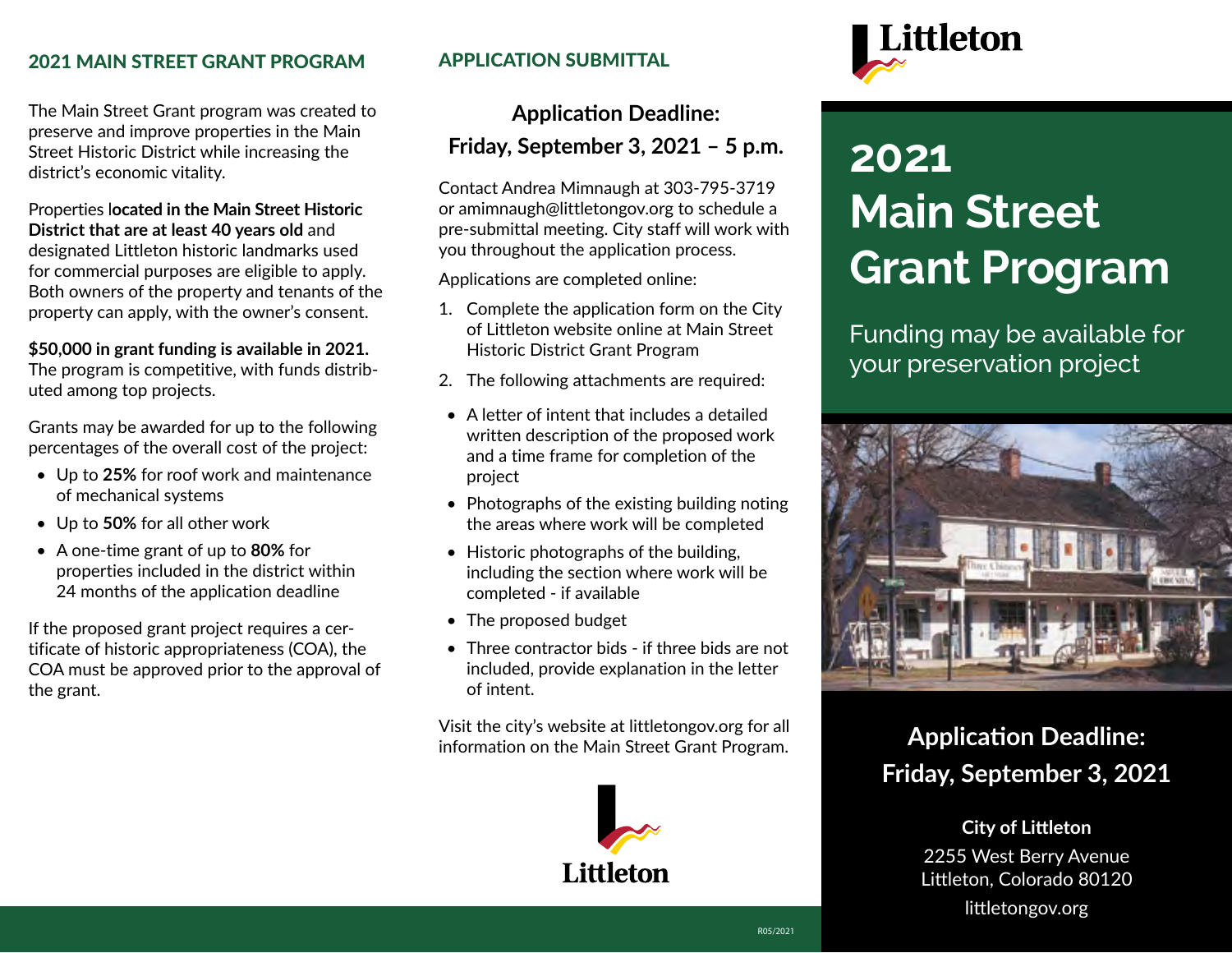## 2021 MAIN STREET GRANT PROGRAM

The Main Street Grant program was created to preserve and improve properties in the Main Street Historic District while increasing the district's economic vitality.

Properties l**ocated in the Main Street Historic District that are at least 40 years old** and designated Littleton historic landmarks used for commercial purposes are eligible to apply. Both owners of the property and tenants of the property can apply, with the owner's consent.

**$50,000 in grant funding is available in 2021.** The program is competitive, with funds distributed among top projects.

Grants may be awarded for up to the following percentages of the overall cost of the project:

- Up to **25%** for roof work and maintenance of mechanical systems
- Up to **50%** for all other work
- A one-time grant of up to **80%** for properties included in the district within 24 months of the application deadline

If the proposed grant project requires a certificate of historic appropriateness (COA), the COA must be approved prior to the approval of the grant.

## APPLICATION SUBMITTAL

**Application Deadline:**
**Friday, September 3, 2021 – 5 p.m.**

Contact Andrea Mimnaugh at 303-795-3719 or amimnaugh@littletongov.org to schedule a pre-submittal meeting. City staff will work with you throughout the application process.

Applications are completed online:

1. Complete the application form on the City of Littleton website online at Main Street Historic District Grant Program
2. The following attachments are required:

- A letter of intent that includes a detailed written description of the proposed work and a time frame for completion of the project
- Photographs of the existing building noting the areas where work will be completed
- Historic photographs of the building, including the section where work will be completed - if available
- The proposed budget
- Three contractor bids - if three bids are not included, provide explanation in the letter of intent.

Visit the city's website at littletongov.org for all information on the Main Street Grant Program.

Littleton

R05/2021

Littleton

# 2021 Main Street Grant Program

Funding may be available for your preservation project

**Application Deadline:**
**Friday, September 3, 2021**

**City of Littleton**
2255 West Berry Avenue
Littleton, Colorado 80120
littletongov.org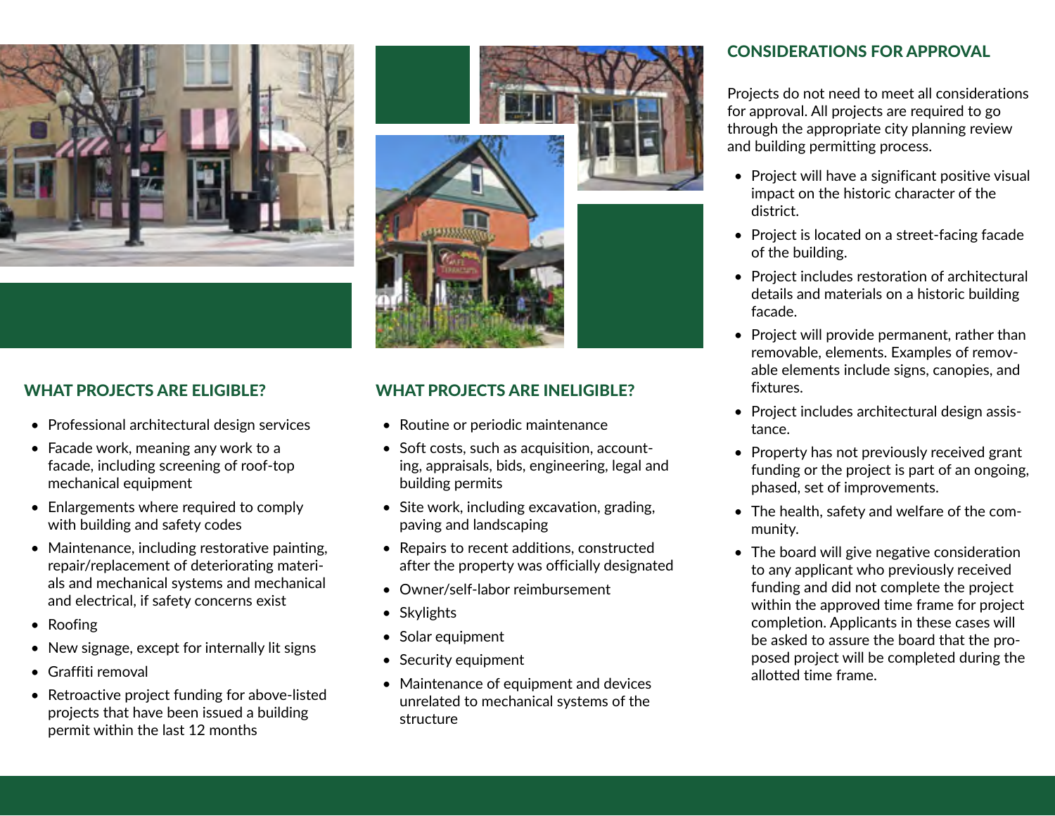## WHAT PROJECTS ARE ELIGIBLE?

- Professional architectural design services
- Facade work, meaning any work to a facade, including screening of roof-top mechanical equipment
- Enlargements where required to comply with building and safety codes
- Maintenance, including restorative painting, repair/replacement of deteriorating materials and mechanical systems and mechanical and electrical, if safety concerns exist
- Roofing
- New signage, except for internally lit signs
- Graffiti removal
- Retroactive project funding for above-listed projects that have been issued a building permit within the last 12 months

## WHAT PROJECTS ARE INELIGIBLE?

- Routine or periodic maintenance
- Soft costs, such as acquisition, accounting, appraisals, bids, engineering, legal and building permits
- Site work, including excavation, grading, paving and landscaping
- Repairs to recent additions, constructed after the property was officially designated
- Owner/self-labor reimbursement
- Skylights
- Solar equipment
- Security equipment
- Maintenance of equipment and devices unrelated to mechanical systems of the structure

## CONSIDERATIONS FOR APPROVAL

Projects do not need to meet all considerations for approval. All projects are required to go through the appropriate city planning review and building permitting process.

- Project will have a significant positive visual impact on the historic character of the district.
- Project is located on a street-facing facade of the building.
- Project includes restoration of architectural details and materials on a historic building facade.
- Project will provide permanent, rather than removable, elements. Examples of removable elements include signs, canopies, and fixtures.
- Project includes architectural design assistance.
- Property has not previously received grant funding or the project is part of an ongoing, phased, set of improvements.
- The health, safety and welfare of the community.
- The board will give negative consideration to any applicant who previously received funding and did not complete the project within the approved time frame for project completion. Applicants in these cases will be asked to assure the board that the proposed project will be completed during the allotted time frame.